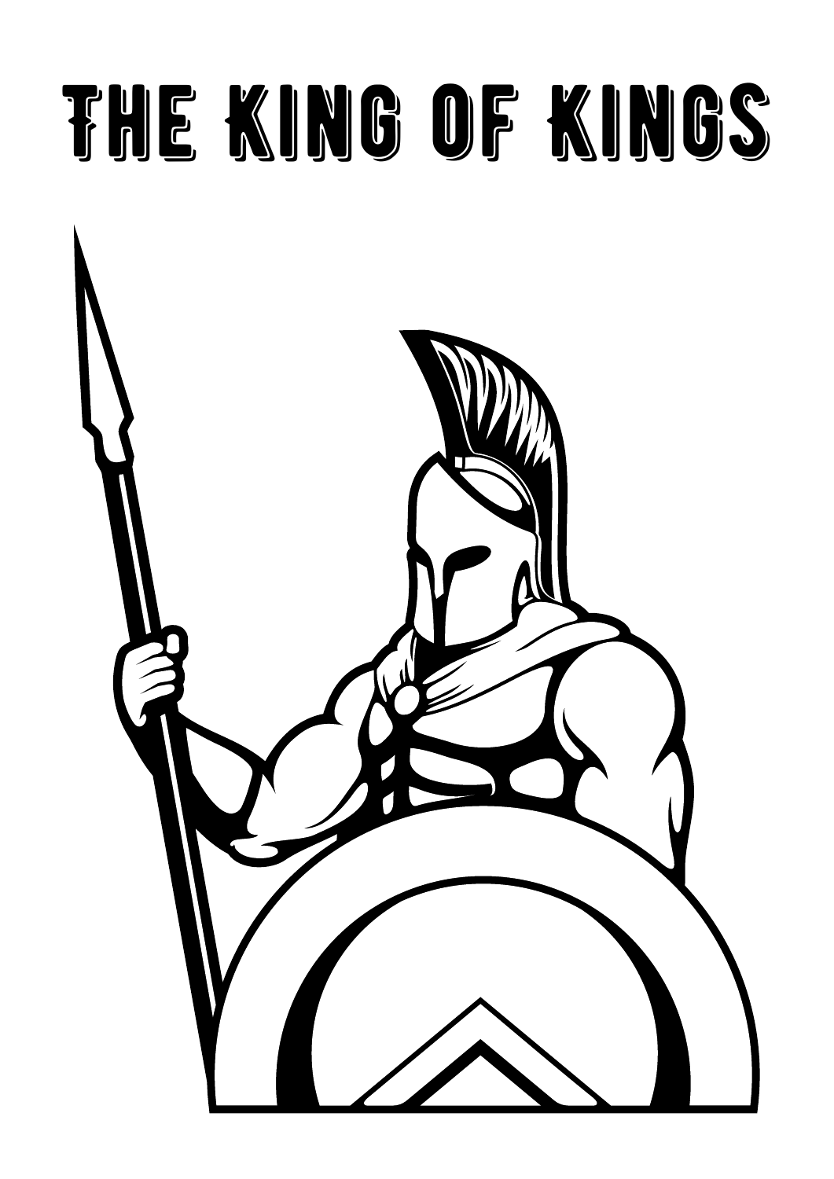# THE KING OF KINGS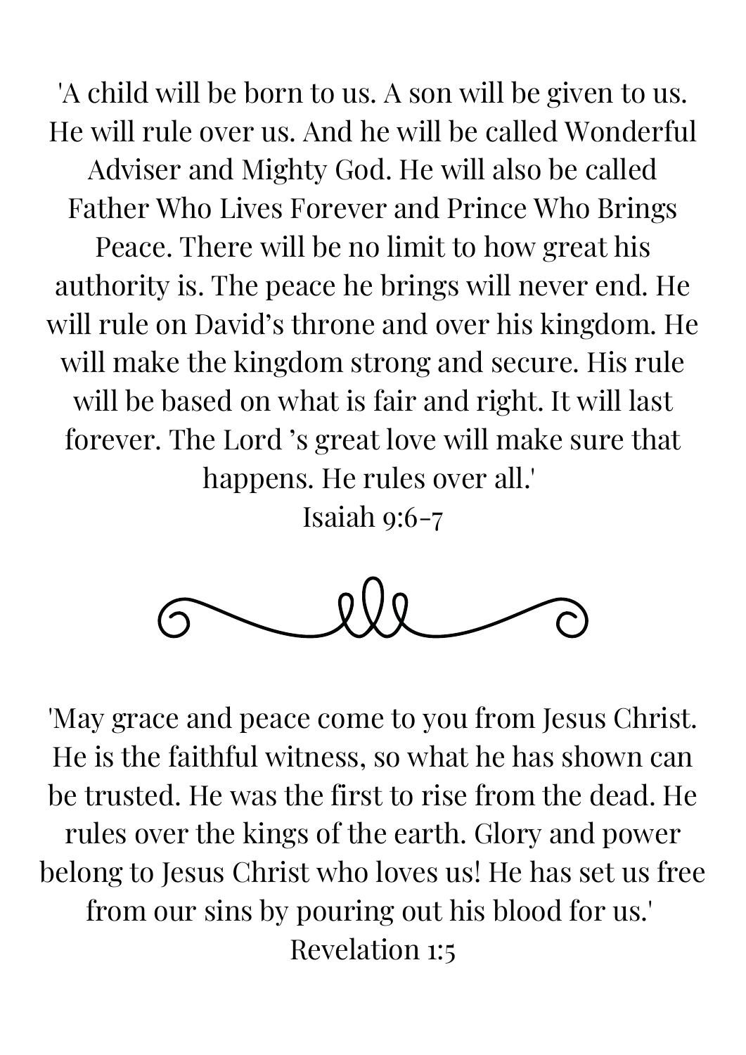'A child will be born to us. A son will be given to us. He will rule over us. And he will be called Wonderful Adviser and Mighty God. He will also be called Father Who Lives Forever and Prince Who Brings Peace. There will be no limit to how great his authority is. The peace he brings will never end. He will rule on David's throne and over his kingdom. He will make the kingdom strong and secure. His rule will be based on what is fair and right. It will last forever. The Lord 's great love will make sure that happens. He rules over all.'

Isaiah 9:6-7

'May grace and peace come to you from Jesus Christ. He is the faithful witness, so what he has shown can be trusted. He was the first to rise from the dead. He rules over the kings of the earth. Glory and power belong to Jesus Christ who loves us! He has set us free from our sins by pouring out his blood for us.'

Revelation 1:5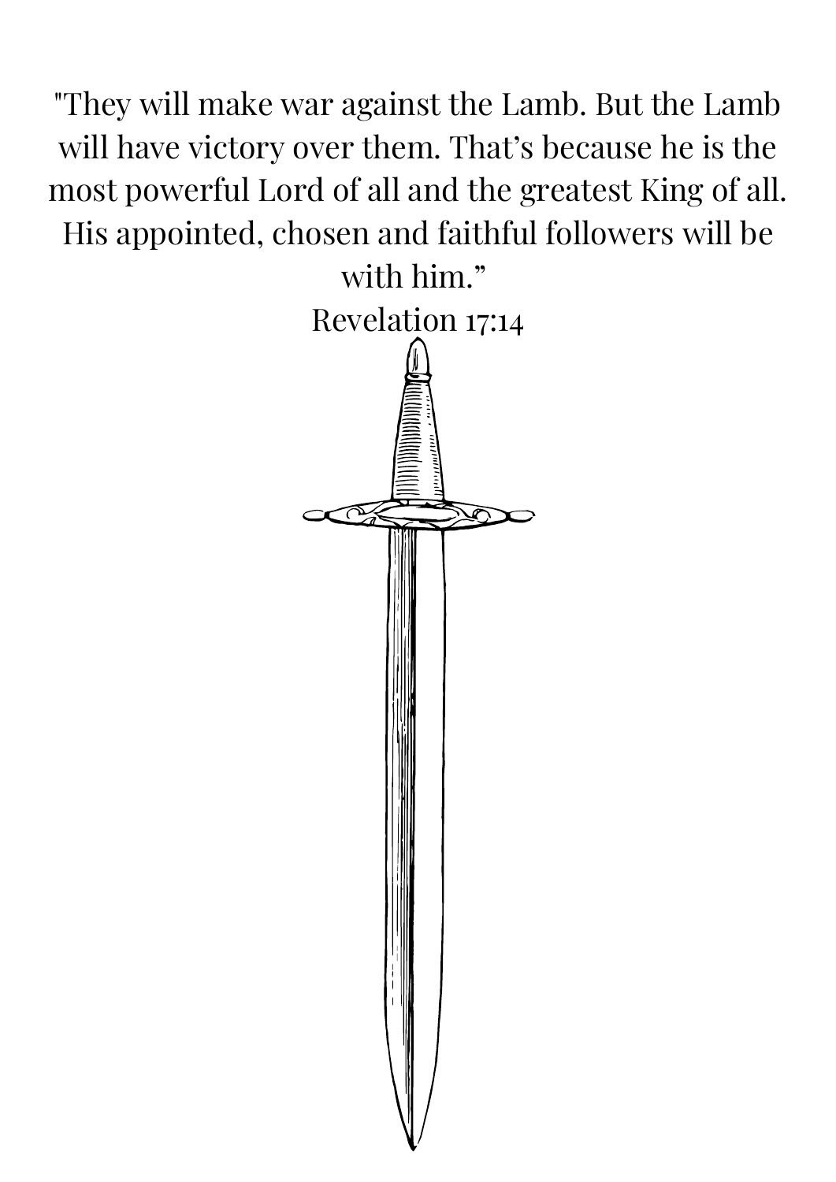"They will make war against the Lamb. But the Lamb will have victory over them. That's because he is the most powerful Lord of all and the greatest King of all. His appointed, chosen and faithful followers will be with him."

Revelation 17:14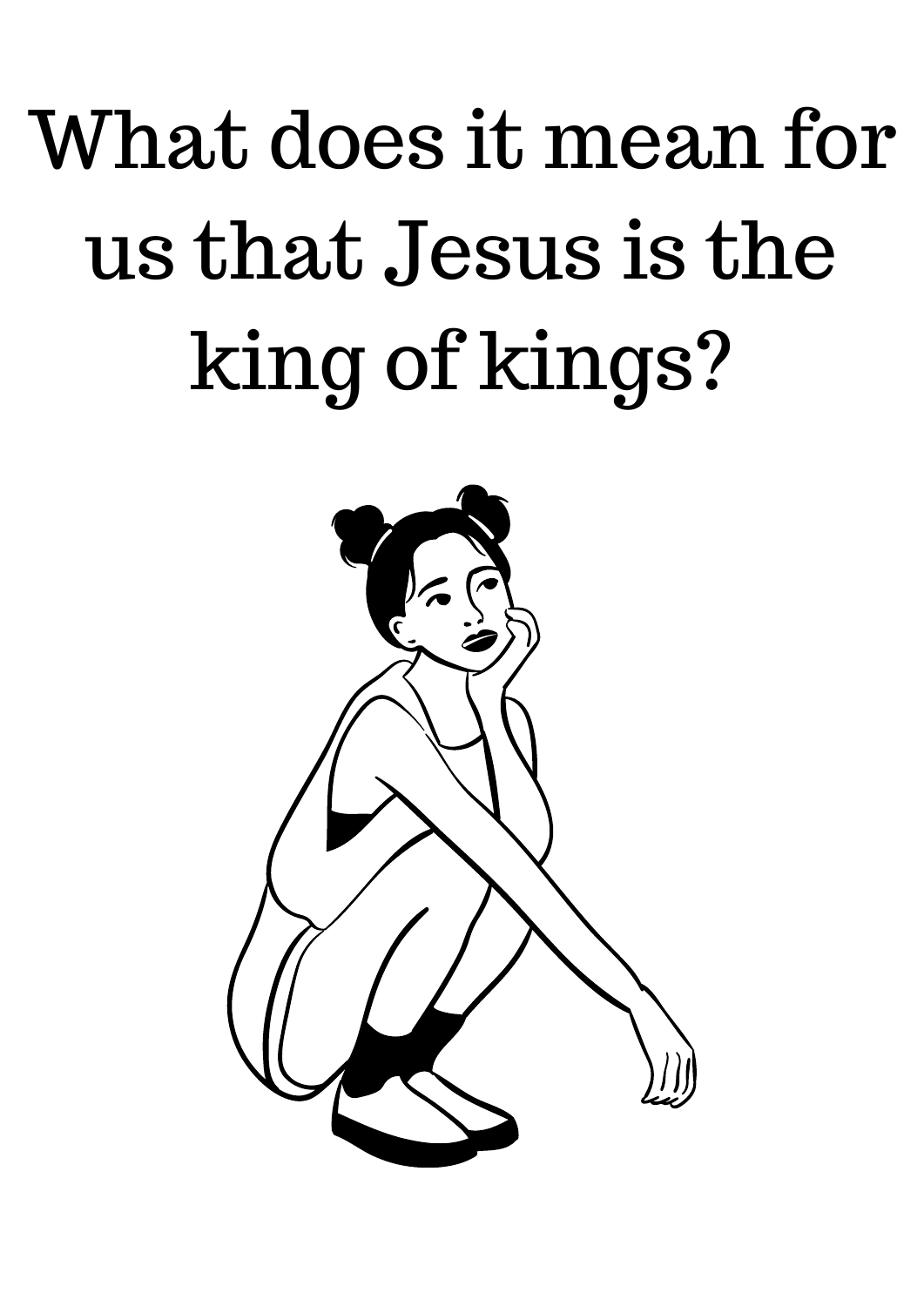# What does it mean for us that Jesus is the king of kings?